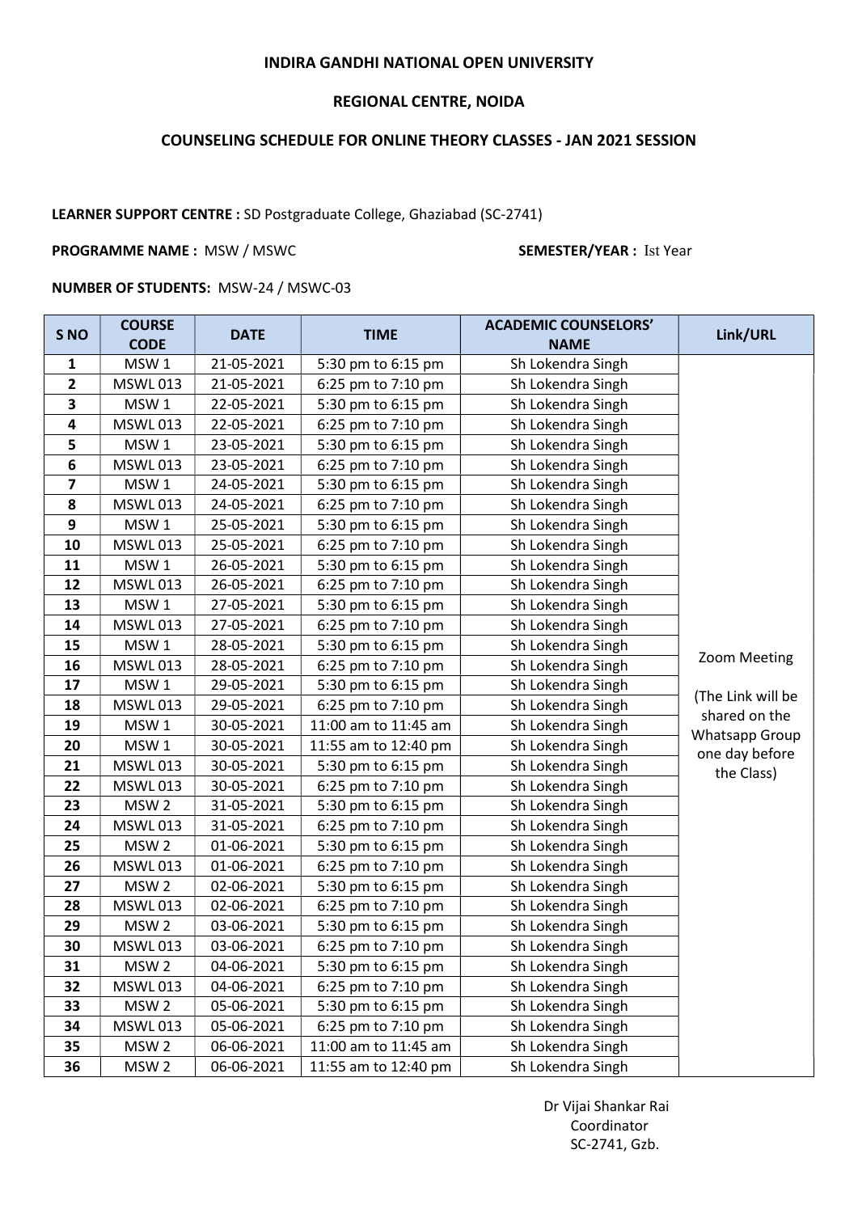# INDIRA GANDHI NATIONAL OPEN UNIVERSITY

## REGIONAL CENTRE, NOIDA

## COUNSELING SCHEDULE FOR ONLINE THEORY CLASSES - JAN 2021 SESSION

**LEARNER SUPPORT CENTRE :** SD Postgraduate College, Ghaziabad (SC-2741)

**PROGRAMME NAME :** MSW / MSWC **SEMESTER/YEAR :** Ist Year

**NUMBER OF STUDENTS:** MSW-24 / MSWC-03

| S NO | COURSE CODE | DATE | TIME | ACADEMIC COUNSELORS' NAME | Link/URL |
|---|---|---|---|---|---|
| 1 | MSW 1 | 21-05-2021 | 5:30 pm to 6:15 pm | Sh Lokendra Singh | Zoom Meeting (The Link will be shared on the Whatsapp Group one day before the Class) |
| 2 | MSWL 013 | 21-05-2021 | 6:25 pm to 7:10 pm | Sh Lokendra Singh | |
| 3 | MSW 1 | 22-05-2021 | 5:30 pm to 6:15 pm | Sh Lokendra Singh | |
| 4 | MSWL 013 | 22-05-2021 | 6:25 pm to 7:10 pm | Sh Lokendra Singh | |
| 5 | MSW 1 | 23-05-2021 | 5:30 pm to 6:15 pm | Sh Lokendra Singh | |
| 6 | MSWL 013 | 23-05-2021 | 6:25 pm to 7:10 pm | Sh Lokendra Singh | |
| 7 | MSW 1 | 24-05-2021 | 5:30 pm to 6:15 pm | Sh Lokendra Singh | |
| 8 | MSWL 013 | 24-05-2021 | 6:25 pm to 7:10 pm | Sh Lokendra Singh | |
| 9 | MSW 1 | 25-05-2021 | 5:30 pm to 6:15 pm | Sh Lokendra Singh | |
| 10 | MSWL 013 | 25-05-2021 | 6:25 pm to 7:10 pm | Sh Lokendra Singh | |
| 11 | MSW 1 | 26-05-2021 | 5:30 pm to 6:15 pm | Sh Lokendra Singh | |
| 12 | MSWL 013 | 26-05-2021 | 6:25 pm to 7:10 pm | Sh Lokendra Singh | |
| 13 | MSW 1 | 27-05-2021 | 5:30 pm to 6:15 pm | Sh Lokendra Singh | |
| 14 | MSWL 013 | 27-05-2021 | 6:25 pm to 7:10 pm | Sh Lokendra Singh | |
| 15 | MSW 1 | 28-05-2021 | 5:30 pm to 6:15 pm | Sh Lokendra Singh | |
| 16 | MSWL 013 | 28-05-2021 | 6:25 pm to 7:10 pm | Sh Lokendra Singh | |
| 17 | MSW 1 | 29-05-2021 | 5:30 pm to 6:15 pm | Sh Lokendra Singh | |
| 18 | MSWL 013 | 29-05-2021 | 6:25 pm to 7:10 pm | Sh Lokendra Singh | |
| 19 | MSW 1 | 30-05-2021 | 11:00 am to 11:45 am | Sh Lokendra Singh | |
| 20 | MSW 1 | 30-05-2021 | 11:55 am to 12:40 pm | Sh Lokendra Singh | |
| 21 | MSWL 013 | 30-05-2021 | 5:30 pm to 6:15 pm | Sh Lokendra Singh | |
| 22 | MSWL 013 | 30-05-2021 | 6:25 pm to 7:10 pm | Sh Lokendra Singh | |
| 23 | MSW 2 | 31-05-2021 | 5:30 pm to 6:15 pm | Sh Lokendra Singh | |
| 24 | MSWL 013 | 31-05-2021 | 6:25 pm to 7:10 pm | Sh Lokendra Singh | |
| 25 | MSW 2 | 01-06-2021 | 5:30 pm to 6:15 pm | Sh Lokendra Singh | |
| 26 | MSWL 013 | 01-06-2021 | 6:25 pm to 7:10 pm | Sh Lokendra Singh | |
| 27 | MSW 2 | 02-06-2021 | 5:30 pm to 6:15 pm | Sh Lokendra Singh | |
| 28 | MSWL 013 | 02-06-2021 | 6:25 pm to 7:10 pm | Sh Lokendra Singh | |
| 29 | MSW 2 | 03-06-2021 | 5:30 pm to 6:15 pm | Sh Lokendra Singh | |
| 30 | MSWL 013 | 03-06-2021 | 6:25 pm to 7:10 pm | Sh Lokendra Singh | |
| 31 | MSW 2 | 04-06-2021 | 5:30 pm to 6:15 pm | Sh Lokendra Singh | |
| 32 | MSWL 013 | 04-06-2021 | 6:25 pm to 7:10 pm | Sh Lokendra Singh | |
| 33 | MSW 2 | 05-06-2021 | 5:30 pm to 6:15 pm | Sh Lokendra Singh | |
| 34 | MSWL 013 | 05-06-2021 | 6:25 pm to 7:10 pm | Sh Lokendra Singh | |
| 35 | MSW 2 | 06-06-2021 | 11:00 am to 11:45 am | Sh Lokendra Singh | |
| 36 | MSW 2 | 06-06-2021 | 11:55 am to 12:40 pm | Sh Lokendra Singh | |

Dr Vijai Shankar Rai
Coordinator
SC-2741, Gzb.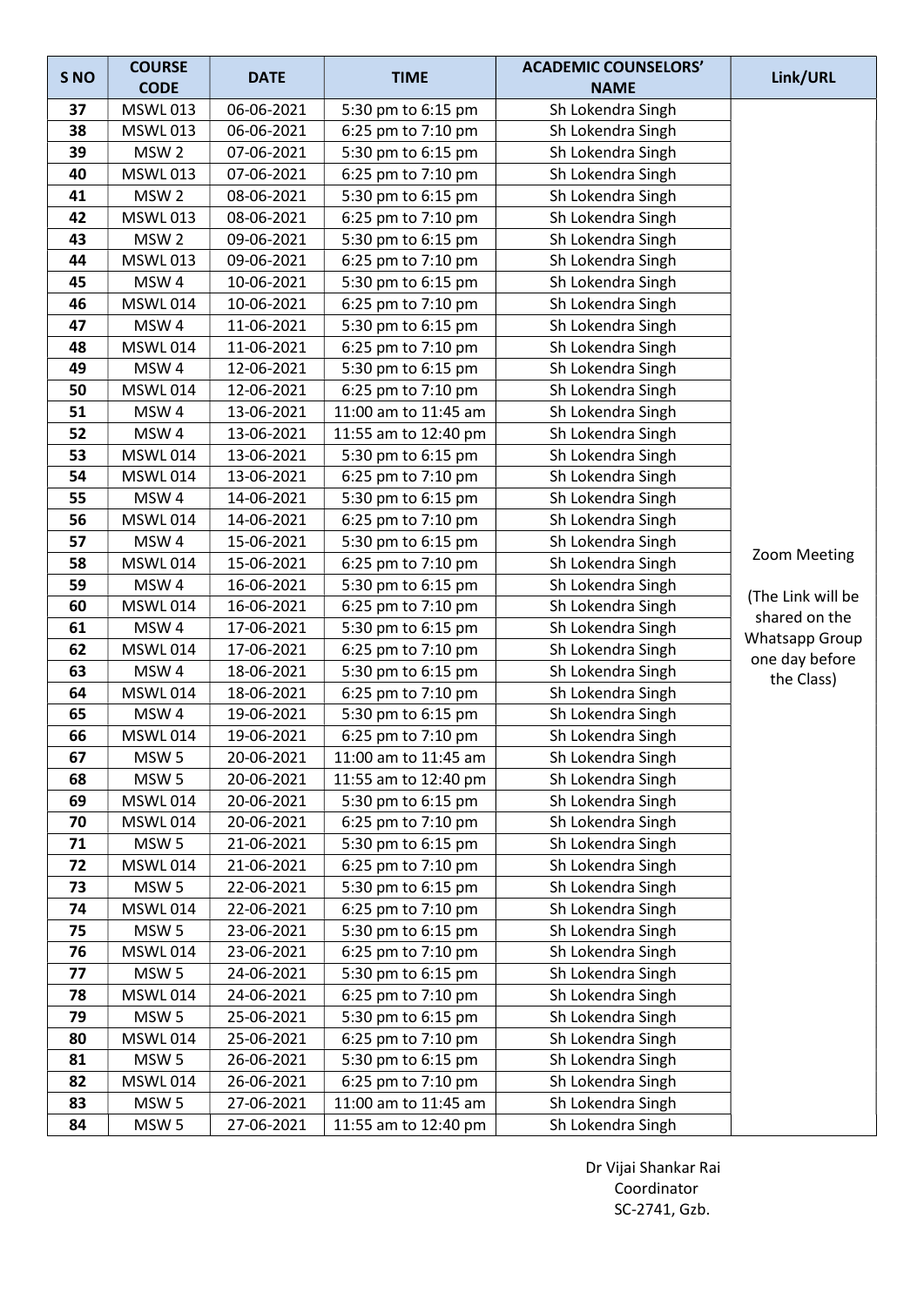| S NO | COURSE CODE | DATE | TIME | ACADEMIC COUNSELORS' NAME | Link/URL |
|---|---|---|---|---|---|
| 37 | MSWL 013 | 06-06-2021 | 5:30 pm to 6:15 pm | Sh Lokendra Singh | Zoom Meeting (The Link will be shared on the Whatsapp Group one day before the Class) |
| 38 | MSWL 013 | 06-06-2021 | 6:25 pm to 7:10 pm | Sh Lokendra Singh | |
| 39 | MSW 2 | 07-06-2021 | 5:30 pm to 6:15 pm | Sh Lokendra Singh | |
| 40 | MSWL 013 | 07-06-2021 | 6:25 pm to 7:10 pm | Sh Lokendra Singh | |
| 41 | MSW 2 | 08-06-2021 | 5:30 pm to 6:15 pm | Sh Lokendra Singh | |
| 42 | MSWL 013 | 08-06-2021 | 6:25 pm to 7:10 pm | Sh Lokendra Singh | |
| 43 | MSW 2 | 09-06-2021 | 5:30 pm to 6:15 pm | Sh Lokendra Singh | |
| 44 | MSWL 013 | 09-06-2021 | 6:25 pm to 7:10 pm | Sh Lokendra Singh | |
| 45 | MSW 4 | 10-06-2021 | 5:30 pm to 6:15 pm | Sh Lokendra Singh | |
| 46 | MSWL 014 | 10-06-2021 | 6:25 pm to 7:10 pm | Sh Lokendra Singh | |
| 47 | MSW 4 | 11-06-2021 | 5:30 pm to 6:15 pm | Sh Lokendra Singh | |
| 48 | MSWL 014 | 11-06-2021 | 6:25 pm to 7:10 pm | Sh Lokendra Singh | |
| 49 | MSW 4 | 12-06-2021 | 5:30 pm to 6:15 pm | Sh Lokendra Singh | |
| 50 | MSWL 014 | 12-06-2021 | 6:25 pm to 7:10 pm | Sh Lokendra Singh | |
| 51 | MSW 4 | 13-06-2021 | 11:00 am to 11:45 am | Sh Lokendra Singh | |
| 52 | MSW 4 | 13-06-2021 | 11:55 am to 12:40 pm | Sh Lokendra Singh | |
| 53 | MSWL 014 | 13-06-2021 | 5:30 pm to 6:15 pm | Sh Lokendra Singh | |
| 54 | MSWL 014 | 13-06-2021 | 6:25 pm to 7:10 pm | Sh Lokendra Singh | |
| 55 | MSW 4 | 14-06-2021 | 5:30 pm to 6:15 pm | Sh Lokendra Singh | |
| 56 | MSWL 014 | 14-06-2021 | 6:25 pm to 7:10 pm | Sh Lokendra Singh | |
| 57 | MSW 4 | 15-06-2021 | 5:30 pm to 6:15 pm | Sh Lokendra Singh | |
| 58 | MSWL 014 | 15-06-2021 | 6:25 pm to 7:10 pm | Sh Lokendra Singh | |
| 59 | MSW 4 | 16-06-2021 | 5:30 pm to 6:15 pm | Sh Lokendra Singh | |
| 60 | MSWL 014 | 16-06-2021 | 6:25 pm to 7:10 pm | Sh Lokendra Singh | |
| 61 | MSW 4 | 17-06-2021 | 5:30 pm to 6:15 pm | Sh Lokendra Singh | |
| 62 | MSWL 014 | 17-06-2021 | 6:25 pm to 7:10 pm | Sh Lokendra Singh | |
| 63 | MSW 4 | 18-06-2021 | 5:30 pm to 6:15 pm | Sh Lokendra Singh | |
| 64 | MSWL 014 | 18-06-2021 | 6:25 pm to 7:10 pm | Sh Lokendra Singh | |
| 65 | MSW 4 | 19-06-2021 | 5:30 pm to 6:15 pm | Sh Lokendra Singh | |
| 66 | MSWL 014 | 19-06-2021 | 6:25 pm to 7:10 pm | Sh Lokendra Singh | |
| 67 | MSW 5 | 20-06-2021 | 11:00 am to 11:45 am | Sh Lokendra Singh | |
| 68 | MSW 5 | 20-06-2021 | 11:55 am to 12:40 pm | Sh Lokendra Singh | |
| 69 | MSWL 014 | 20-06-2021 | 5:30 pm to 6:15 pm | Sh Lokendra Singh | |
| 70 | MSWL 014 | 20-06-2021 | 6:25 pm to 7:10 pm | Sh Lokendra Singh | |
| 71 | MSW 5 | 21-06-2021 | 5:30 pm to 6:15 pm | Sh Lokendra Singh | |
| 72 | MSWL 014 | 21-06-2021 | 6:25 pm to 7:10 pm | Sh Lokendra Singh | |
| 73 | MSW 5 | 22-06-2021 | 5:30 pm to 6:15 pm | Sh Lokendra Singh | |
| 74 | MSWL 014 | 22-06-2021 | 6:25 pm to 7:10 pm | Sh Lokendra Singh | |
| 75 | MSW 5 | 23-06-2021 | 5:30 pm to 6:15 pm | Sh Lokendra Singh | |
| 76 | MSWL 014 | 23-06-2021 | 6:25 pm to 7:10 pm | Sh Lokendra Singh | |
| 77 | MSW 5 | 24-06-2021 | 5:30 pm to 6:15 pm | Sh Lokendra Singh | |
| 78 | MSWL 014 | 24-06-2021 | 6:25 pm to 7:10 pm | Sh Lokendra Singh | |
| 79 | MSW 5 | 25-06-2021 | 5:30 pm to 6:15 pm | Sh Lokendra Singh | |
| 80 | MSWL 014 | 25-06-2021 | 6:25 pm to 7:10 pm | Sh Lokendra Singh | |
| 81 | MSW 5 | 26-06-2021 | 5:30 pm to 6:15 pm | Sh Lokendra Singh | |
| 82 | MSWL 014 | 26-06-2021 | 6:25 pm to 7:10 pm | Sh Lokendra Singh | |
| 83 | MSW 5 | 27-06-2021 | 11:00 am to 11:45 am | Sh Lokendra Singh | |
| 84 | MSW 5 | 27-06-2021 | 11:55 am to 12:40 pm | Sh Lokendra Singh | |

Dr Vijai Shankar Rai
Coordinator
SC-2741, Gzb.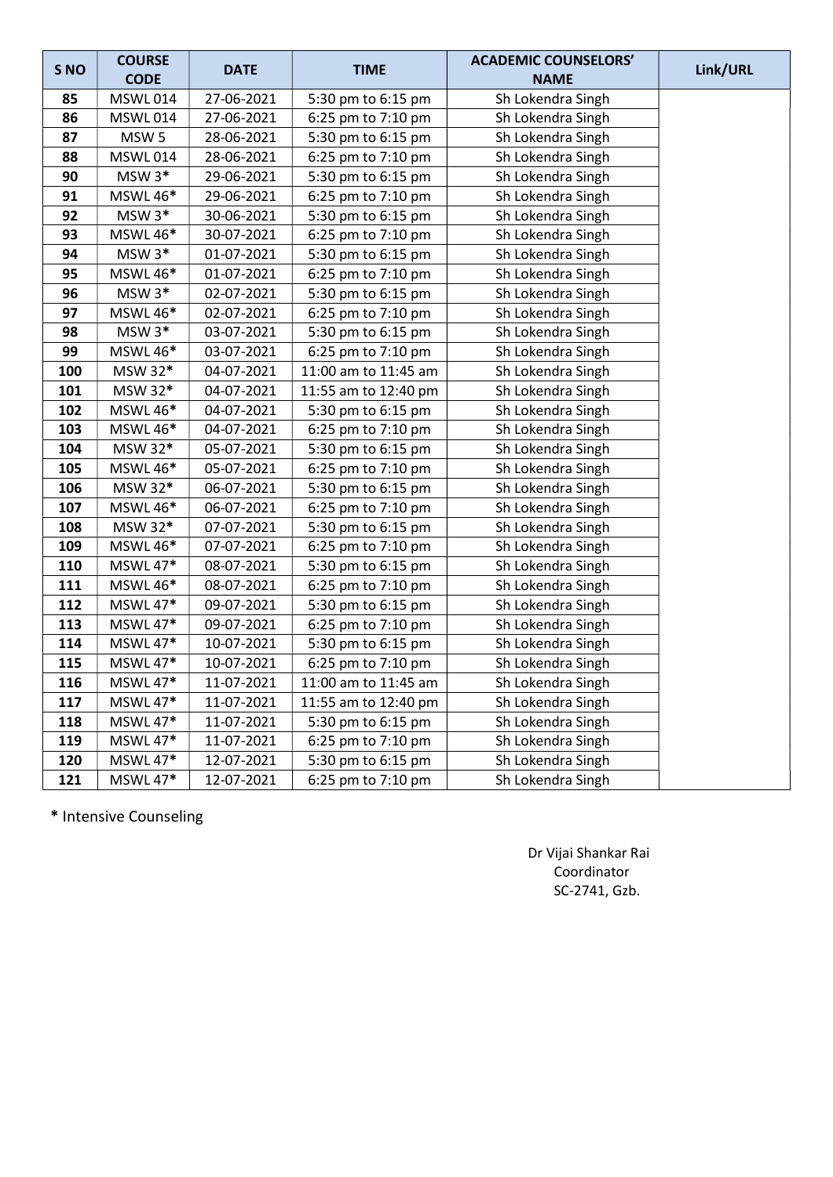| S NO | COURSE CODE | DATE | TIME | ACADEMIC COUNSELORS' NAME | Link/URL |
|---|---|---|---|---|---|
| 85 | MSWL 014 | 27-06-2021 | 5:30 pm to 6:15 pm | Sh Lokendra Singh | |
| 86 | MSWL 014 | 27-06-2021 | 6:25 pm to 7:10 pm | Sh Lokendra Singh | |
| 87 | MSW 5 | 28-06-2021 | 5:30 pm to 6:15 pm | Sh Lokendra Singh | |
| 88 | MSWL 014 | 28-06-2021 | 6:25 pm to 7:10 pm | Sh Lokendra Singh | |
| 90 | MSW 3* | 29-06-2021 | 5:30 pm to 6:15 pm | Sh Lokendra Singh | |
| 91 | MSWL 46* | 29-06-2021 | 6:25 pm to 7:10 pm | Sh Lokendra Singh | |
| 92 | MSW 3* | 30-06-2021 | 5:30 pm to 6:15 pm | Sh Lokendra Singh | |
| 93 | MSWL 46* | 30-07-2021 | 6:25 pm to 7:10 pm | Sh Lokendra Singh | |
| 94 | MSW 3* | 01-07-2021 | 5:30 pm to 6:15 pm | Sh Lokendra Singh | |
| 95 | MSWL 46* | 01-07-2021 | 6:25 pm to 7:10 pm | Sh Lokendra Singh | |
| 96 | MSW 3* | 02-07-2021 | 5:30 pm to 6:15 pm | Sh Lokendra Singh | |
| 97 | MSWL 46* | 02-07-2021 | 6:25 pm to 7:10 pm | Sh Lokendra Singh | |
| 98 | MSW 3* | 03-07-2021 | 5:30 pm to 6:15 pm | Sh Lokendra Singh | |
| 99 | MSWL 46* | 03-07-2021 | 6:25 pm to 7:10 pm | Sh Lokendra Singh | |
| 100 | MSW 32* | 04-07-2021 | 11:00 am to 11:45 am | Sh Lokendra Singh | |
| 101 | MSW 32* | 04-07-2021 | 11:55 am to 12:40 pm | Sh Lokendra Singh | |
| 102 | MSWL 46* | 04-07-2021 | 5:30 pm to 6:15 pm | Sh Lokendra Singh | |
| 103 | MSWL 46* | 04-07-2021 | 6:25 pm to 7:10 pm | Sh Lokendra Singh | |
| 104 | MSW 32* | 05-07-2021 | 5:30 pm to 6:15 pm | Sh Lokendra Singh | |
| 105 | MSWL 46* | 05-07-2021 | 6:25 pm to 7:10 pm | Sh Lokendra Singh | |
| 106 | MSW 32* | 06-07-2021 | 5:30 pm to 6:15 pm | Sh Lokendra Singh | |
| 107 | MSWL 46* | 06-07-2021 | 6:25 pm to 7:10 pm | Sh Lokendra Singh | |
| 108 | MSW 32* | 07-07-2021 | 5:30 pm to 6:15 pm | Sh Lokendra Singh | |
| 109 | MSWL 46* | 07-07-2021 | 6:25 pm to 7:10 pm | Sh Lokendra Singh | |
| 110 | MSWL 47* | 08-07-2021 | 5:30 pm to 6:15 pm | Sh Lokendra Singh | |
| 111 | MSWL 46* | 08-07-2021 | 6:25 pm to 7:10 pm | Sh Lokendra Singh | |
| 112 | MSWL 47* | 09-07-2021 | 5:30 pm to 6:15 pm | Sh Lokendra Singh | |
| 113 | MSWL 47* | 09-07-2021 | 6:25 pm to 7:10 pm | Sh Lokendra Singh | |
| 114 | MSWL 47* | 10-07-2021 | 5:30 pm to 6:15 pm | Sh Lokendra Singh | |
| 115 | MSWL 47* | 10-07-2021 | 6:25 pm to 7:10 pm | Sh Lokendra Singh | |
| 116 | MSWL 47* | 11-07-2021 | 11:00 am to 11:45 am | Sh Lokendra Singh | |
| 117 | MSWL 47* | 11-07-2021 | 11:55 am to 12:40 pm | Sh Lokendra Singh | |
| 118 | MSWL 47* | 11-07-2021 | 5:30 pm to 6:15 pm | Sh Lokendra Singh | |
| 119 | MSWL 47* | 11-07-2021 | 6:25 pm to 7:10 pm | Sh Lokendra Singh | |
| 120 | MSWL 47* | 12-07-2021 | 5:30 pm to 6:15 pm | Sh Lokendra Singh | |
| 121 | MSWL 47* | 12-07-2021 | 6:25 pm to 7:10 pm | Sh Lokendra Singh | |

**\*** Intensive Counseling

Dr Vijai Shankar Rai
Coordinator
SC-2741, Gzb.